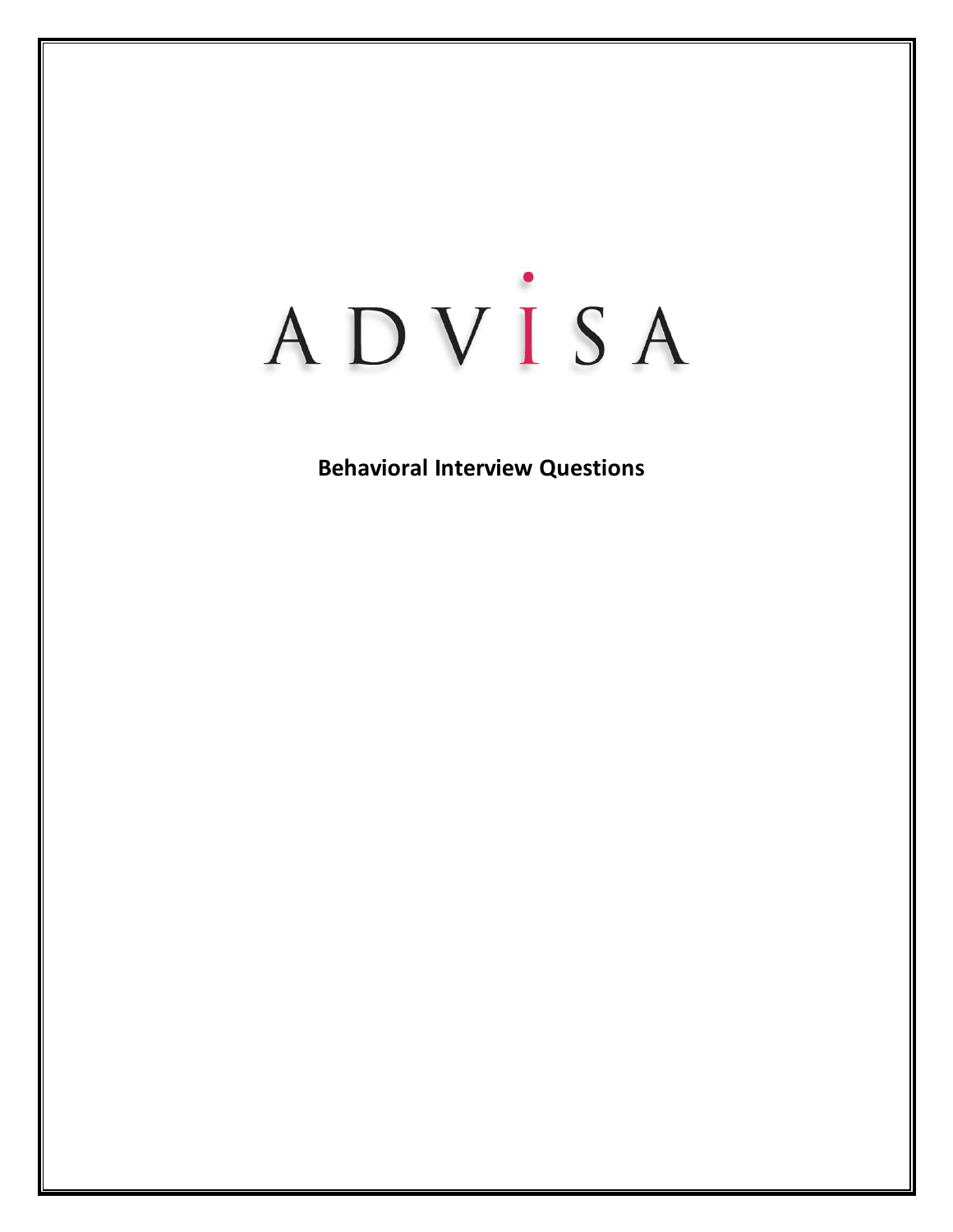# ADVISA

**Behavioral Interview Questions**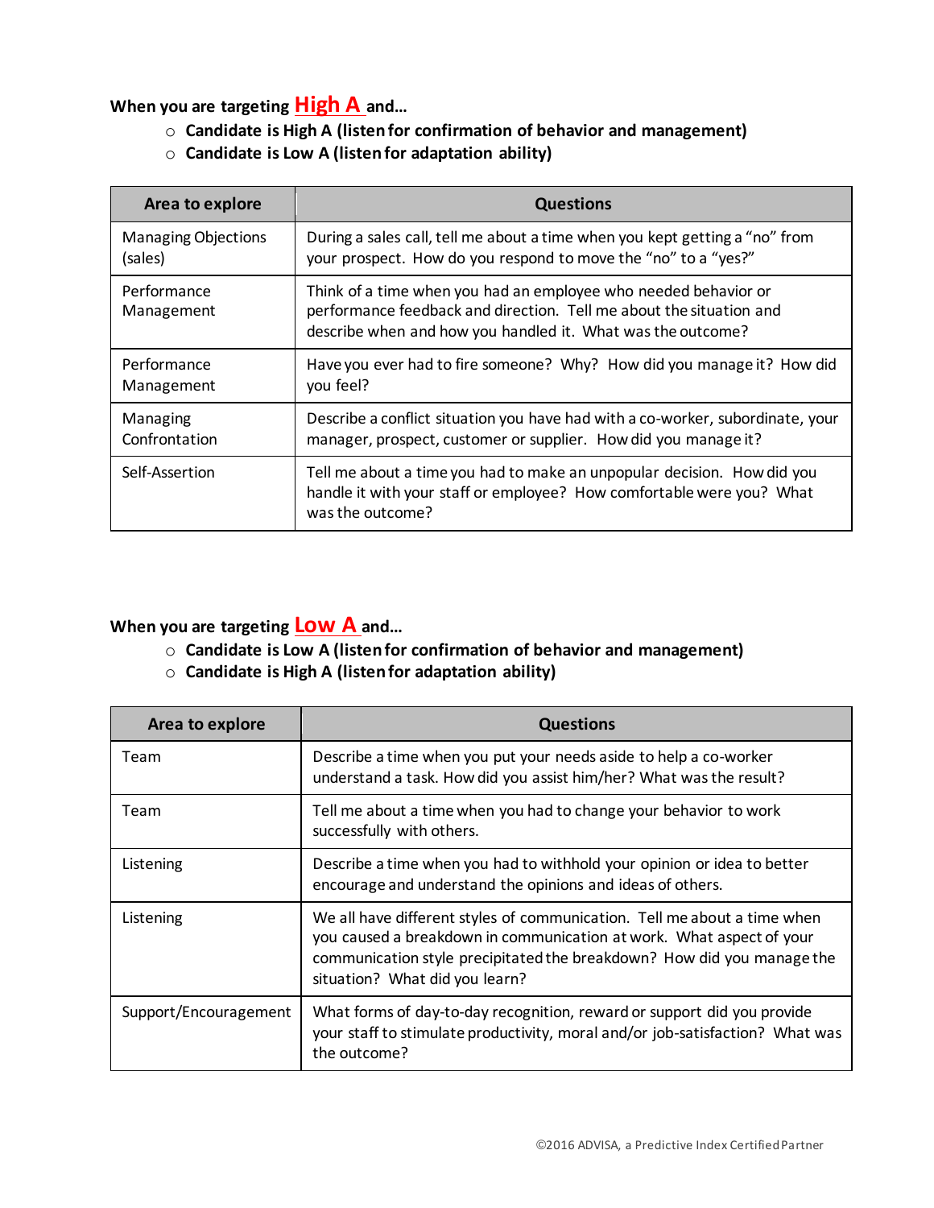**When you are targeting High A and…**

- **Candidate is High A (listen for confirmation of behavior and management)**
- **Candidate is Low A (listen for adaptation ability)**

| Area to explore | Questions |
|---|---|
| Managing Objections (sales) | During a sales call, tell me about a time when you kept getting a "no" from your prospect. How do you respond to move the "no" to a "yes?" |
| Performance Management | Think of a time when you had an employee who needed behavior or performance feedback and direction. Tell me about the situation and describe when and how you handled it. What was the outcome? |
| Performance Management | Have you ever had to fire someone? Why? How did you manage it? How did you feel? |
| Managing Confrontation | Describe a conflict situation you have had with a co-worker, subordinate, your manager, prospect, customer or supplier. How did you manage it? |
| Self-Assertion | Tell me about a time you had to make an unpopular decision. How did you handle it with your staff or employee? How comfortable were you? What was the outcome? |

**When you are targeting Low A and…**

- **Candidate is Low A (listen for confirmation of behavior and management)**
- **Candidate is High A (listen for adaptation ability)**

| Area to explore | Questions |
|---|---|
| Team | Describe a time when you put your needs aside to help a co-worker understand a task. How did you assist him/her? What was the result? |
| Team | Tell me about a time when you had to change your behavior to work successfully with others. |
| Listening | Describe a time when you had to withhold your opinion or idea to better encourage and understand the opinions and ideas of others. |
| Listening | We all have different styles of communication. Tell me about a time when you caused a breakdown in communication at work. What aspect of your communication style precipitated the breakdown? How did you manage the situation? What did you learn? |
| Support/Encouragement | What forms of day-to-day recognition, reward or support did you provide your staff to stimulate productivity, moral and/or job-satisfaction? What was the outcome? |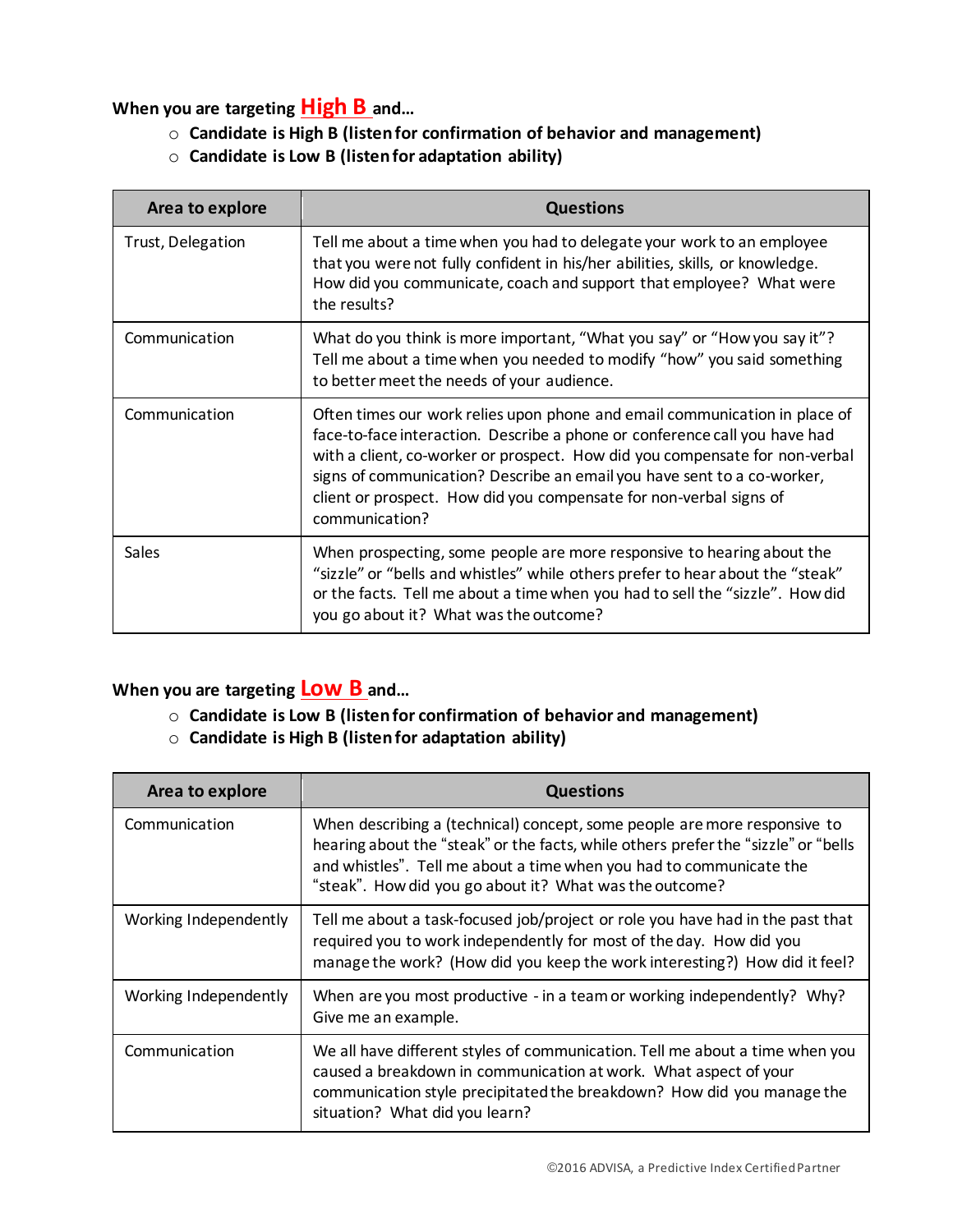**When you are targeting High B and…**

- **Candidate is High B (listen for confirmation of behavior and management)**
- **Candidate is Low B (listen for adaptation ability)**

| Area to explore | Questions |
|---|---|
| Trust, Delegation | Tell me about a time when you had to delegate your work to an employee that you were not fully confident in his/her abilities, skills, or knowledge. How did you communicate, coach and support that employee? What were the results? |
| Communication | What do you think is more important, "What you say" or "How you say it"? Tell me about a time when you needed to modify "how" you said something to better meet the needs of your audience. |
| Communication | Often times our work relies upon phone and email communication in place of face-to-face interaction. Describe a phone or conference call you have had with a client, co-worker or prospect. How did you compensate for non-verbal signs of communication? Describe an email you have sent to a co-worker, client or prospect. How did you compensate for non-verbal signs of communication? |
| Sales | When prospecting, some people are more responsive to hearing about the "sizzle" or "bells and whistles" while others prefer to hear about the "steak" or the facts. Tell me about a time when you had to sell the "sizzle". How did you go about it? What was the outcome? |

**When you are targeting Low B and…**

- **Candidate is Low B (listen for confirmation of behavior and management)**
- **Candidate is High B (listen for adaptation ability)**

| Area to explore | Questions |
|---|---|
| Communication | When describing a (technical) concept, some people are more responsive to hearing about the "steak" or the facts, while others prefer the "sizzle" or "bells and whistles". Tell me about a time when you had to communicate the "steak". How did you go about it? What was the outcome? |
| Working Independently | Tell me about a task-focused job/project or role you have had in the past that required you to work independently for most of the day. How did you manage the work? (How did you keep the work interesting?) How did it feel? |
| Working Independently | When are you most productive - in a team or working independently? Why? Give me an example. |
| Communication | We all have different styles of communication. Tell me about a time when you caused a breakdown in communication at work. What aspect of your communication style precipitated the breakdown? How did you manage the situation? What did you learn? |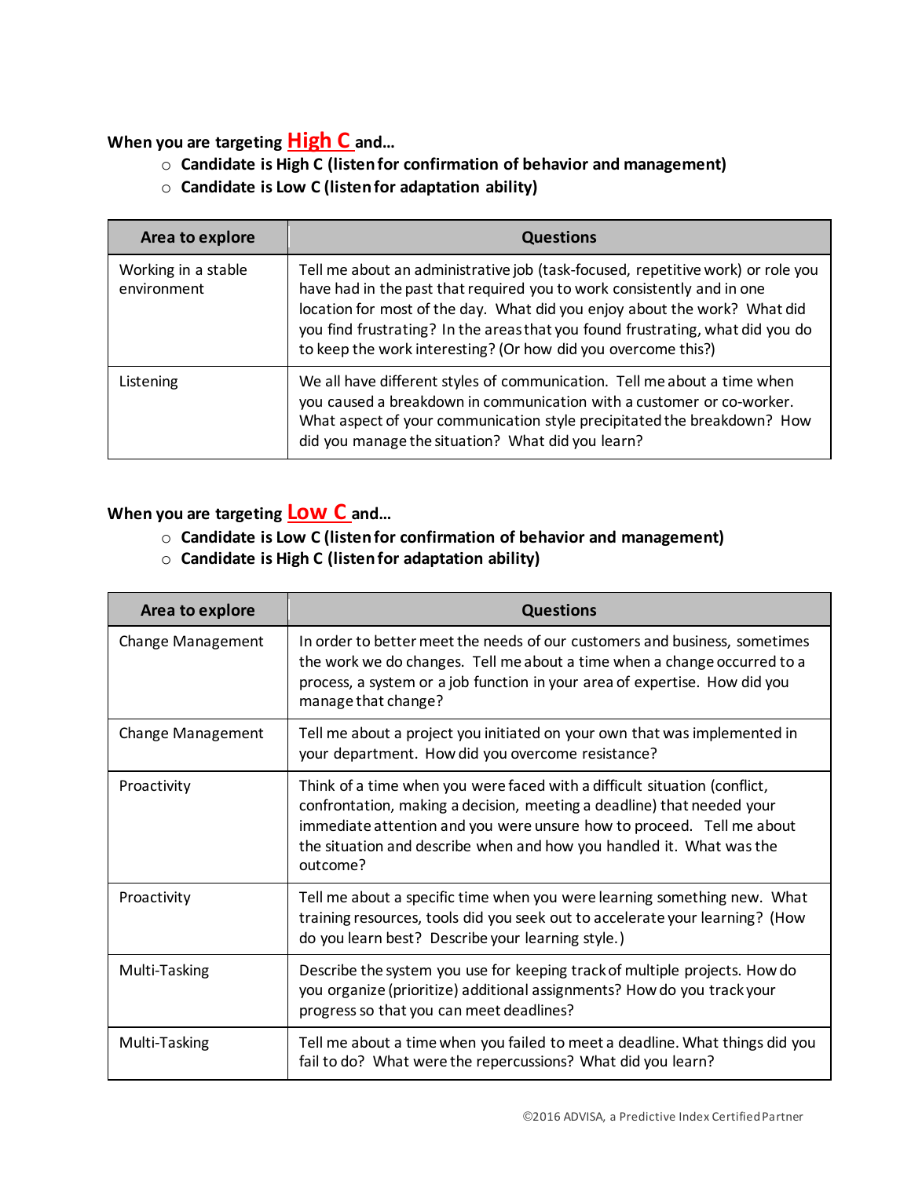**When you are targeting High C and…**

- **Candidate is High C (listen for confirmation of behavior and management)**
- **Candidate is Low C (listen for adaptation ability)**

| Area to explore | Questions |
| --- | --- |
| Working in a stable environment | Tell me about an administrative job (task-focused, repetitive work) or role you have had in the past that required you to work consistently and in one location for most of the day. What did you enjoy about the work? What did you find frustrating? In the areas that you found frustrating, what did you do to keep the work interesting? (Or how did you overcome this?) |
| Listening | We all have different styles of communication. Tell me about a time when you caused a breakdown in communication with a customer or co-worker. What aspect of your communication style precipitated the breakdown? How did you manage the situation? What did you learn? |

**When you are targeting Low C and…**

- **Candidate is Low C (listen for confirmation of behavior and management)**
- **Candidate is High C (listen for adaptation ability)**

| Area to explore | Questions |
| --- | --- |
| Change Management | In order to better meet the needs of our customers and business, sometimes the work we do changes. Tell me about a time when a change occurred to a process, a system or a job function in your area of expertise. How did you manage that change? |
| Change Management | Tell me about a project you initiated on your own that was implemented in your department. How did you overcome resistance? |
| Proactivity | Think of a time when you were faced with a difficult situation (conflict, confrontation, making a decision, meeting a deadline) that needed your immediate attention and you were unsure how to proceed. Tell me about the situation and describe when and how you handled it. What was the outcome? |
| Proactivity | Tell me about a specific time when you were learning something new. What training resources, tools did you seek out to accelerate your learning? (How do you learn best? Describe your learning style.) |
| Multi-Tasking | Describe the system you use for keeping track of multiple projects. How do you organize (prioritize) additional assignments? How do you track your progress so that you can meet deadlines? |
| Multi-Tasking | Tell me about a time when you failed to meet a deadline. What things did you fail to do? What were the repercussions? What did you learn? |

©2016 ADVISA, a Predictive Index Certified Partner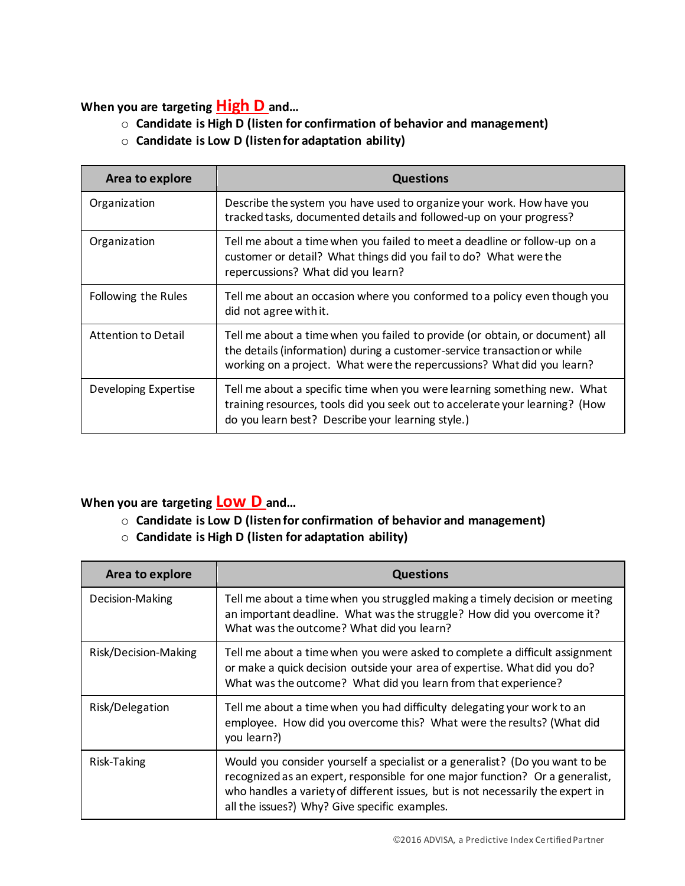**When you are targeting High D and…**

- **Candidate is High D (listen for confirmation of behavior and management)**
- **Candidate is Low D (listen for adaptation ability)**

| Area to explore | Questions |
| --- | --- |
| Organization | Describe the system you have used to organize your work. How have you tracked tasks, documented details and followed-up on your progress? |
| Organization | Tell me about a time when you failed to meet a deadline or follow-up on a customer or detail? What things did you fail to do? What were the repercussions? What did you learn? |
| Following the Rules | Tell me about an occasion where you conformed to a policy even though you did not agree with it. |
| Attention to Detail | Tell me about a time when you failed to provide (or obtain, or document) all the details (information) during a customer-service transaction or while working on a project. What were the repercussions? What did you learn? |
| Developing Expertise | Tell me about a specific time when you were learning something new. What training resources, tools did you seek out to accelerate your learning? (How do you learn best? Describe your learning style.) |

**When you are targeting Low D and…**

- **Candidate is Low D (listen for confirmation of behavior and management)**
- **Candidate is High D (listen for adaptation ability)**

| Area to explore | Questions |
| --- | --- |
| Decision-Making | Tell me about a time when you struggled making a timely decision or meeting an important deadline. What was the struggle? How did you overcome it? What was the outcome? What did you learn? |
| Risk/Decision-Making | Tell me about a time when you were asked to complete a difficult assignment or make a quick decision outside your area of expertise. What did you do? What was the outcome? What did you learn from that experience? |
| Risk/Delegation | Tell me about a time when you had difficulty delegating your work to an employee. How did you overcome this? What were the results? (What did you learn?) |
| Risk-Taking | Would you consider yourself a specialist or a generalist? (Do you want to be recognized as an expert, responsible for one major function? Or a generalist, who handles a variety of different issues, but is not necessarily the expert in all the issues?) Why? Give specific examples. |

©2016 ADVISA, a Predictive Index Certified Partner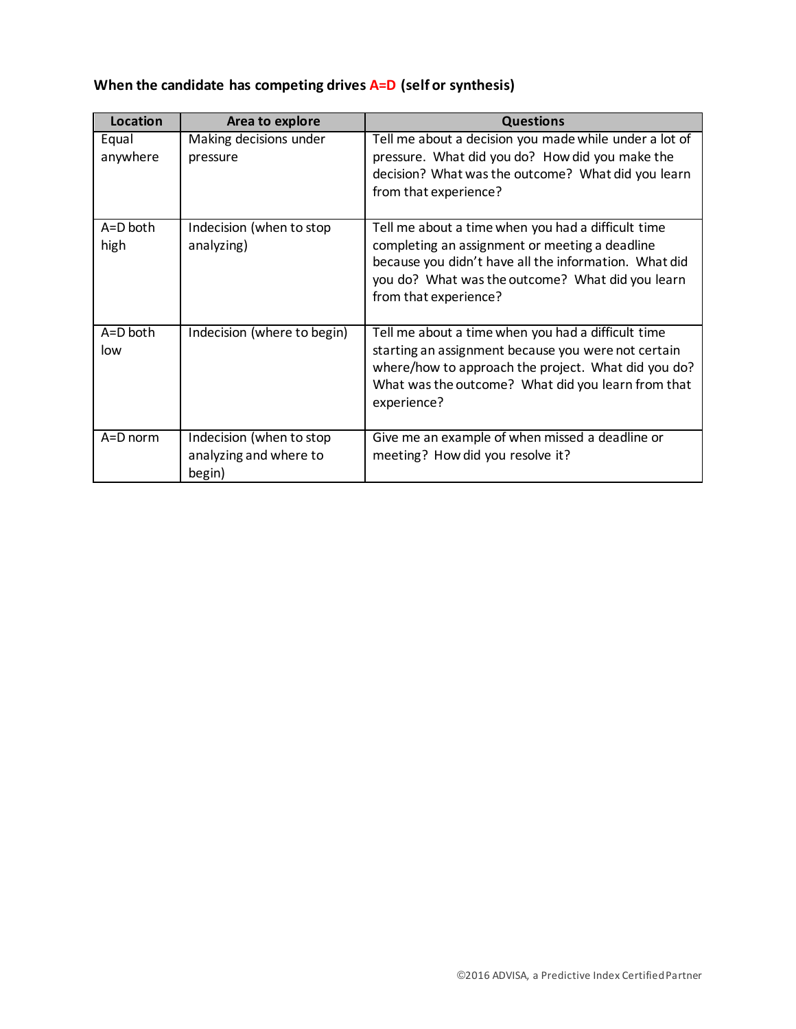**When the candidate has competing drives A=D (self or synthesis)**

| Location | Area to explore | Questions |
|---|---|---|
| Equal anywhere | Making decisions under pressure | Tell me about a decision you made while under a lot of pressure. What did you do? How did you make the decision? What was the outcome? What did you learn from that experience? |
| A=D both high | Indecision (when to stop analyzing) | Tell me about a time when you had a difficult time completing an assignment or meeting a deadline because you didn't have all the information. What did you do? What was the outcome? What did you learn from that experience? |
| A=D both low | Indecision (where to begin) | Tell me about a time when you had a difficult time starting an assignment because you were not certain where/how to approach the project. What did you do? What was the outcome? What did you learn from that experience? |
| A=D norm | Indecision (when to stop analyzing and where to begin) | Give me an example of when missed a deadline or meeting? How did you resolve it? |

©2016 ADVISA, a Predictive Index Certified Partner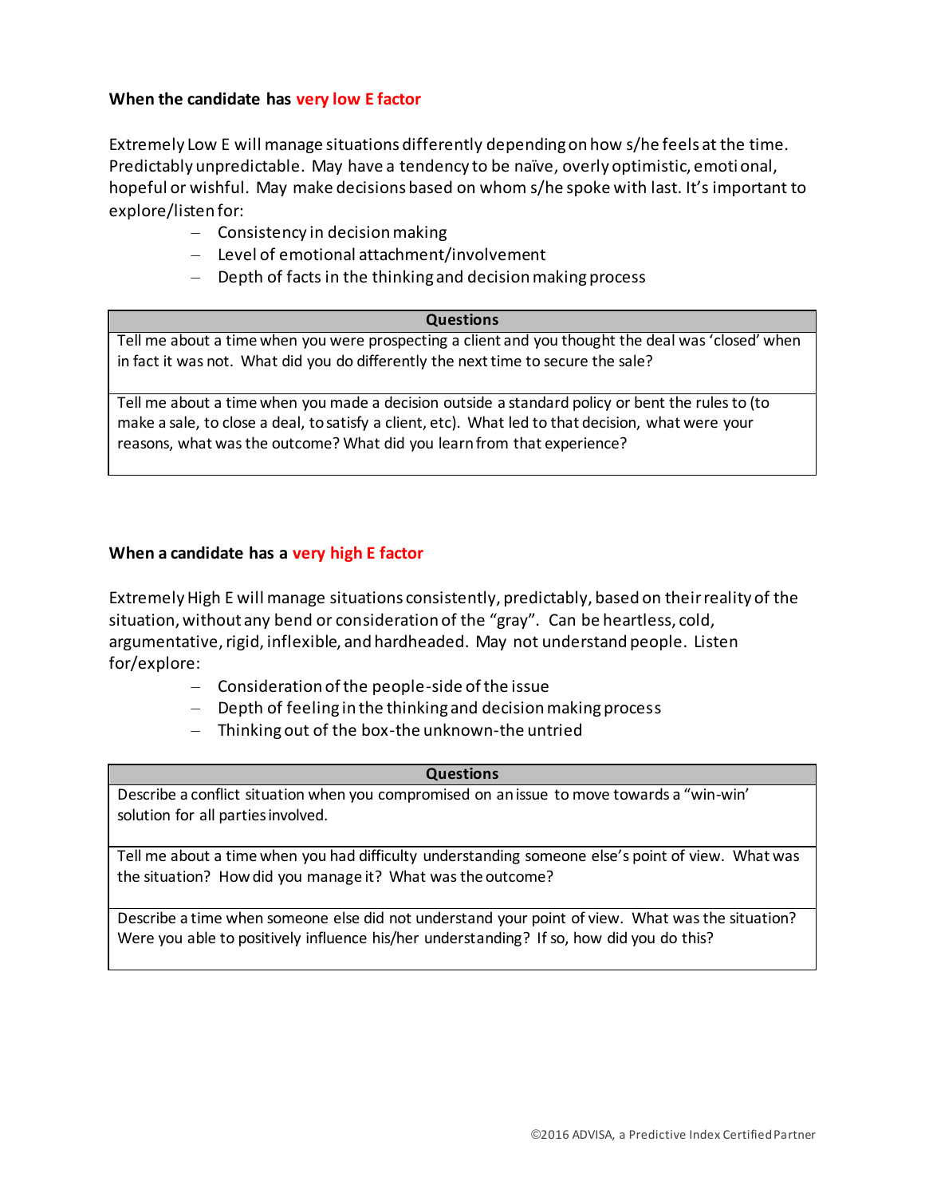**When the candidate has very low E factor**

Extremely Low E will manage situations differently depending on how s/he feels at the time. Predictably unpredictable. May have a tendency to be naïve, overly optimistic, emotional, hopeful or wishful. May make decisions based on whom s/he spoke with last. It's important to explore/listen for:

- Consistency in decision making
- Level of emotional attachment/involvement
- Depth of facts in the thinking and decision making process

| Questions |
|---|
| Tell me about a time when you were prospecting a client and you thought the deal was 'closed' when in fact it was not. What did you do differently the next time to secure the sale? |
| Tell me about a time when you made a decision outside a standard policy or bent the rules to (to make a sale, to close a deal, to satisfy a client, etc). What led to that decision, what were your reasons, what was the outcome? What did you learn from that experience? |

**When a candidate has a very high E factor**

Extremely High E will manage situations consistently, predictably, based on their reality of the situation, without any bend or consideration of the "gray". Can be heartless, cold, argumentative, rigid, inflexible, and hardheaded. May not understand people. Listen for/explore:

- Consideration of the people-side of the issue
- Depth of feeling in the thinking and decision making process
- Thinking out of the box-the unknown-the untried

| Questions |
|---|
| Describe a conflict situation when you compromised on an issue to move towards a "win-win' solution for all parties involved. |
| Tell me about a time when you had difficulty understanding someone else's point of view. What was the situation? How did you manage it? What was the outcome? |
| Describe a time when someone else did not understand your point of view. What was the situation? Were you able to positively influence his/her understanding? If so, how did you do this? |

©2016 ADVISA, a Predictive Index Certified Partner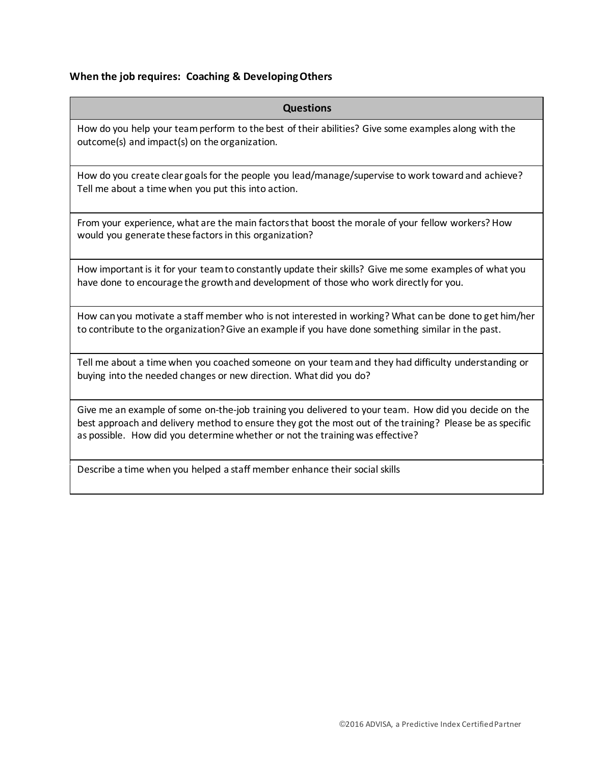**When the job requires: Coaching & Developing Others**

| Questions |
| --- |
| How do you help your team perform to the best of their abilities? Give some examples along with the outcome(s) and impact(s) on the organization. |
| How do you create clear goals for the people you lead/manage/supervise to work toward and achieve? Tell me about a time when you put this into action. |
| From your experience, what are the main factors that boost the morale of your fellow workers? How would you generate these factors in this organization? |
| How important is it for your team to constantly update their skills? Give me some examples of what you have done to encourage the growth and development of those who work directly for you. |
| How can you motivate a staff member who is not interested in working? What can be done to get him/her to contribute to the organization? Give an example if you have done something similar in the past. |
| Tell me about a time when you coached someone on your team and they had difficulty understanding or buying into the needed changes or new direction. What did you do? |
| Give me an example of some on-the-job training you delivered to your team. How did you decide on the best approach and delivery method to ensure they got the most out of the training? Please be as specific as possible. How did you determine whether or not the training was effective? |
| Describe a time when you helped a staff member enhance their social skills |

©2016 ADVISA, a Predictive Index Certified Partner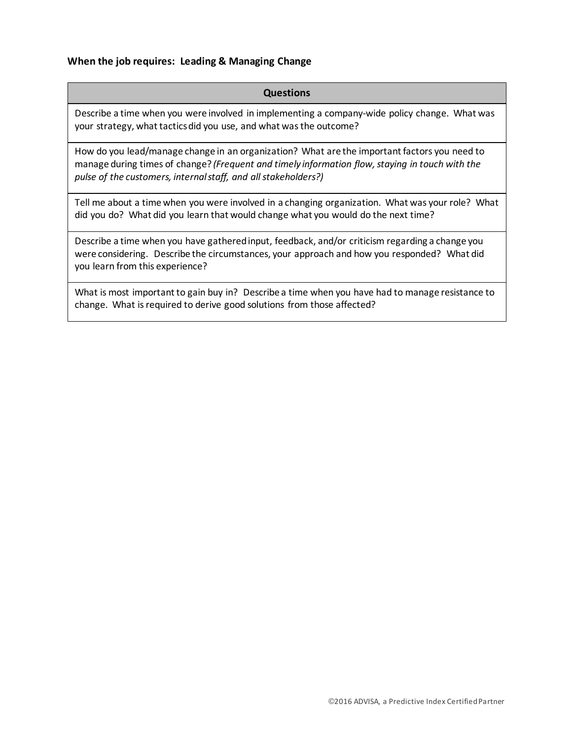**When the job requires: Leading & Managing Change**

| Questions |
| --- |
| Describe a time when you were involved in implementing a company-wide policy change. What was your strategy, what tactics did you use, and what was the outcome? |
| How do you lead/manage change in an organization? What are the important factors you need to manage during times of change? *(Frequent and timely information flow, staying in touch with the pulse of the customers, internal staff, and all stakeholders?)* |
| Tell me about a time when you were involved in a changing organization. What was your role? What did you do? What did you learn that would change what you would do the next time? |
| Describe a time when you have gathered input, feedback, and/or criticism regarding a change you were considering. Describe the circumstances, your approach and how you responded? What did you learn from this experience? |
| What is most important to gain buy in? Describe a time when you have had to manage resistance to change. What is required to derive good solutions from those affected? |

©2016 ADVISA, a Predictive Index Certified Partner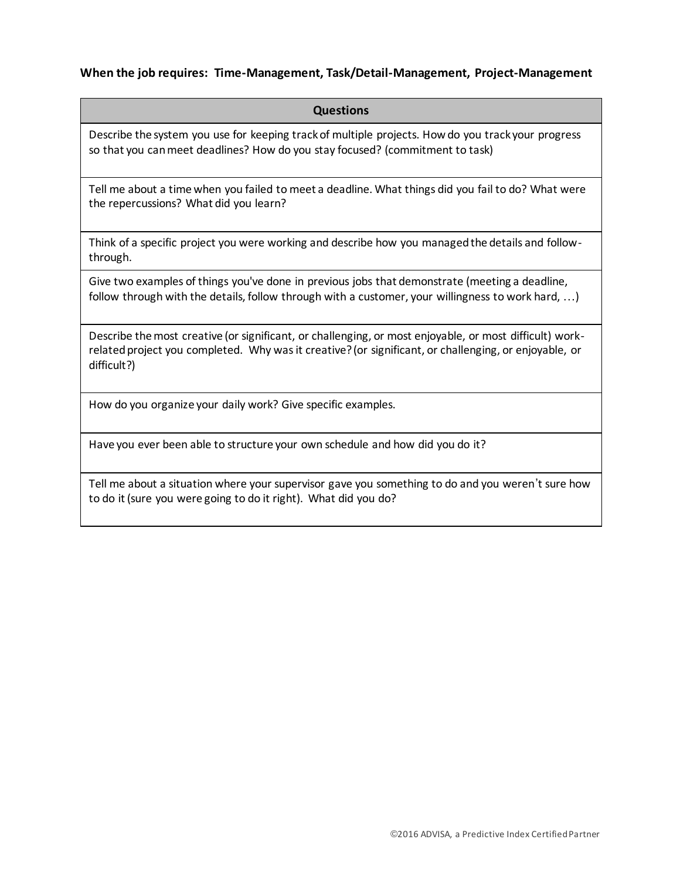**When the job requires: Time-Management, Task/Detail-Management, Project-Management**

| Questions |
| --- |
| Describe the system you use for keeping track of multiple projects. How do you track your progress so that you can meet deadlines? How do you stay focused? (commitment to task) |
| Tell me about a time when you failed to meet a deadline. What things did you fail to do? What were the repercussions? What did you learn? |
| Think of a specific project you were working and describe how you managed the details and follow-through. |
| Give two examples of things you've done in previous jobs that demonstrate (meeting a deadline, follow through with the details, follow through with a customer, your willingness to work hard, …) |
| Describe the most creative (or significant, or challenging, or most enjoyable, or most difficult) work-related project you completed. Why was it creative? (or significant, or challenging, or enjoyable, or difficult?) |
| How do you organize your daily work? Give specific examples. |
| Have you ever been able to structure your own schedule and how did you do it? |
| Tell me about a situation where your supervisor gave you something to do and you weren't sure how to do it (sure you were going to do it right). What did you do? |

©2016 ADVISA, a Predictive Index Certified Partner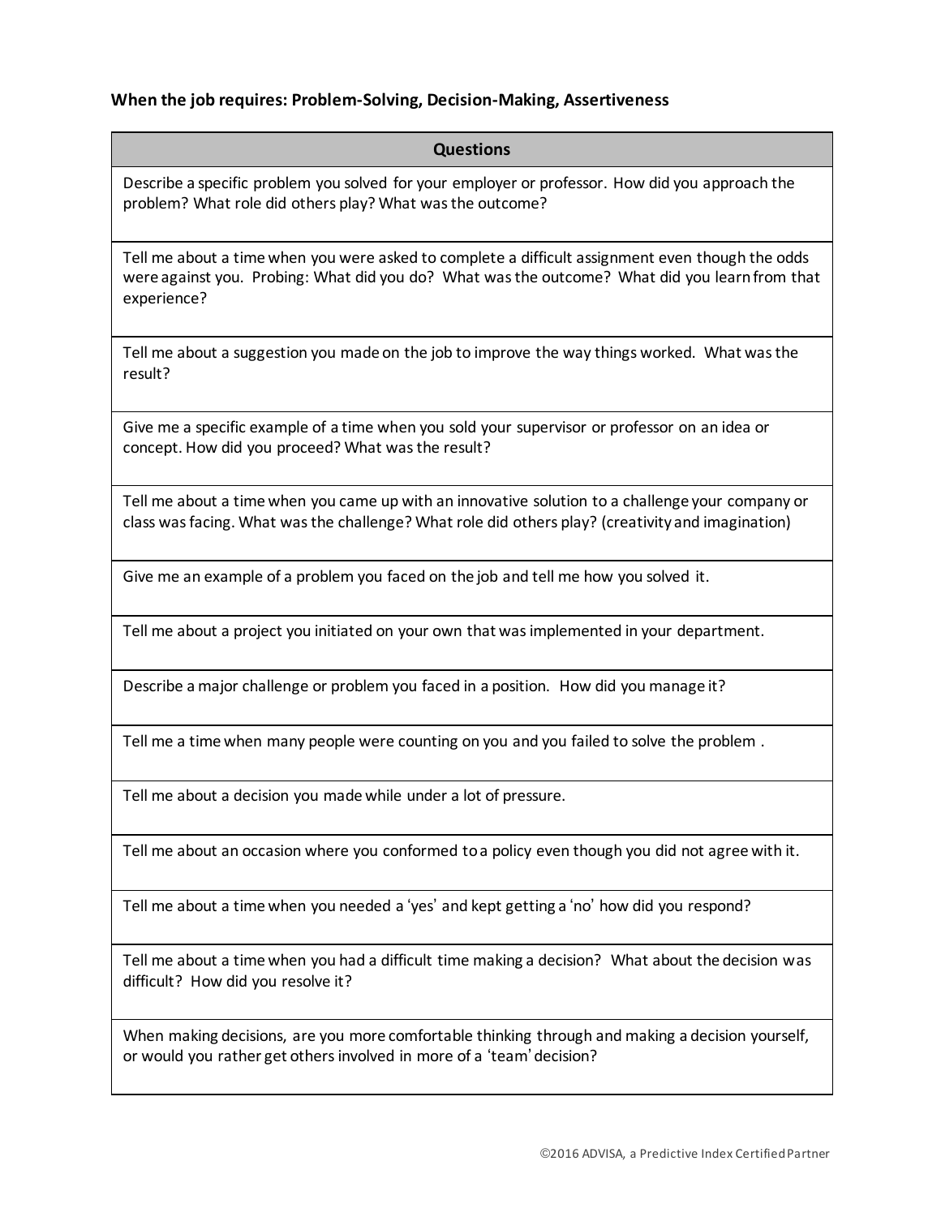**When the job requires: Problem-Solving, Decision-Making, Assertiveness**

| Questions |
|---|
| Describe a specific problem you solved for your employer or professor. How did you approach the problem? What role did others play? What was the outcome? |
| Tell me about a time when you were asked to complete a difficult assignment even though the odds were against you. Probing: What did you do? What was the outcome? What did you learn from that experience? |
| Tell me about a suggestion you made on the job to improve the way things worked. What was the result? |
| Give me a specific example of a time when you sold your supervisor or professor on an idea or concept. How did you proceed? What was the result? |
| Tell me about a time when you came up with an innovative solution to a challenge your company or class was facing. What was the challenge? What role did others play? (creativity and imagination) |
| Give me an example of a problem you faced on the job and tell me how you solved it. |
| Tell me about a project you initiated on your own that was implemented in your department. |
| Describe a major challenge or problem you faced in a position. How did you manage it? |
| Tell me a time when many people were counting on you and you failed to solve the problem . |
| Tell me about a decision you made while under a lot of pressure. |
| Tell me about an occasion where you conformed to a policy even though you did not agree with it. |
| Tell me about a time when you needed a 'yes' and kept getting a 'no' how did you respond? |
| Tell me about a time when you had a difficult time making a decision? What about the decision was difficult? How did you resolve it? |
| When making decisions, are you more comfortable thinking through and making a decision yourself, or would you rather get others involved in more of a 'team' decision? |

©2016 ADVISA, a Predictive Index Certified Partner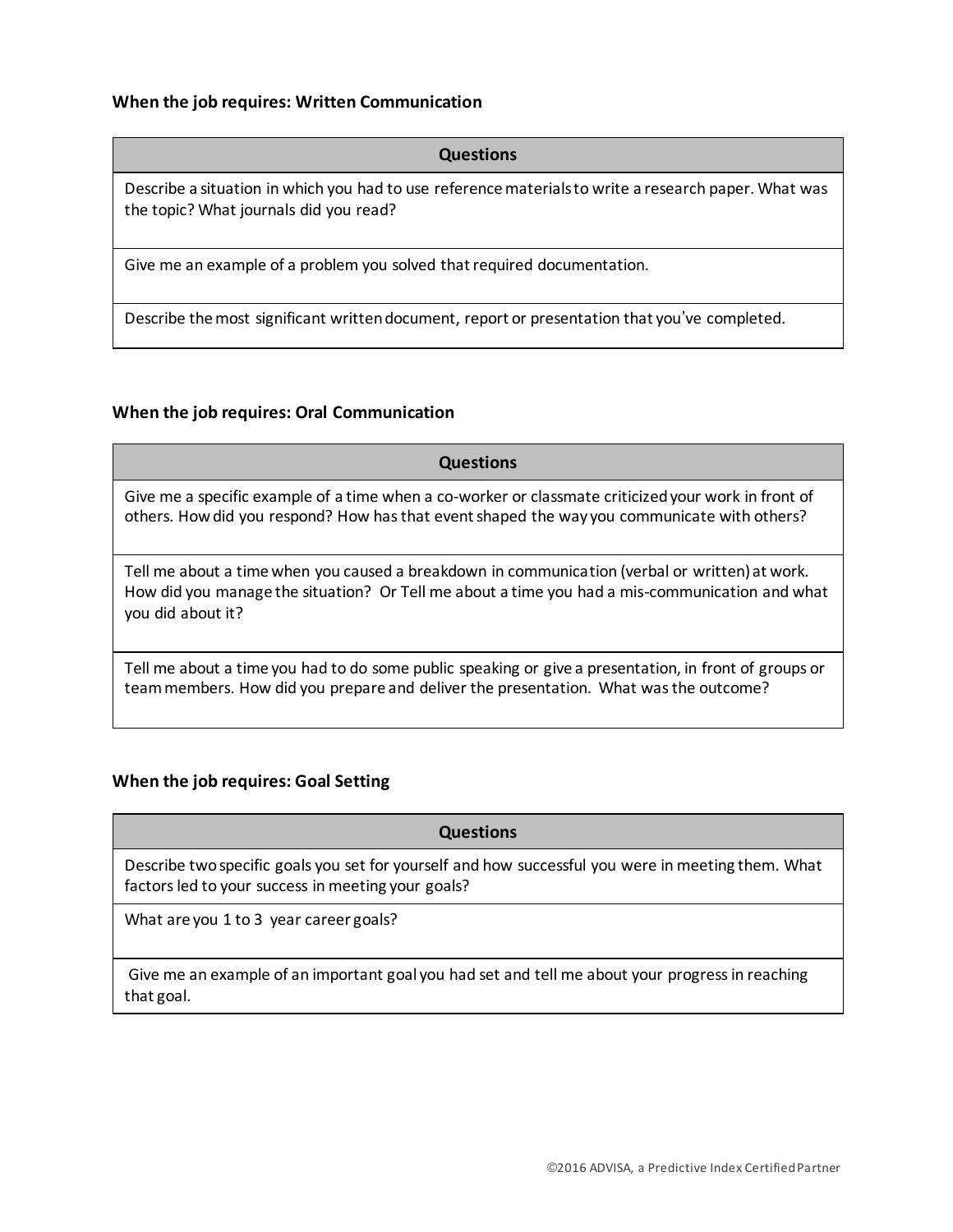**When the job requires: Written Communication**

| Questions |
| --- |
| Describe a situation in which you had to use reference materials to write a research paper. What was the topic? What journals did you read? |
| Give me an example of a problem you solved that required documentation. |
| Describe the most significant written document, report or presentation that you've completed. |

**When the job requires: Oral Communication**

| Questions |
| --- |
| Give me a specific example of a time when a co-worker or classmate criticized your work in front of others. How did you respond? How has that event shaped the way you communicate with others? |
| Tell me about a time when you caused a breakdown in communication (verbal or written) at work. How did you manage the situation? Or Tell me about a time you had a mis-communication and what you did about it? |
| Tell me about a time you had to do some public speaking or give a presentation, in front of groups or team members. How did you prepare and deliver the presentation. What was the outcome? |

**When the job requires: Goal Setting**

| Questions |
| --- |
| Describe two specific goals you set for yourself and how successful you were in meeting them. What factors led to your success in meeting your goals? |
| What are you 1 to 3 year career goals? |
| Give me an example of an important goal you had set and tell me about your progress in reaching that goal. |

©2016 ADVISA, a Predictive Index Certified Partner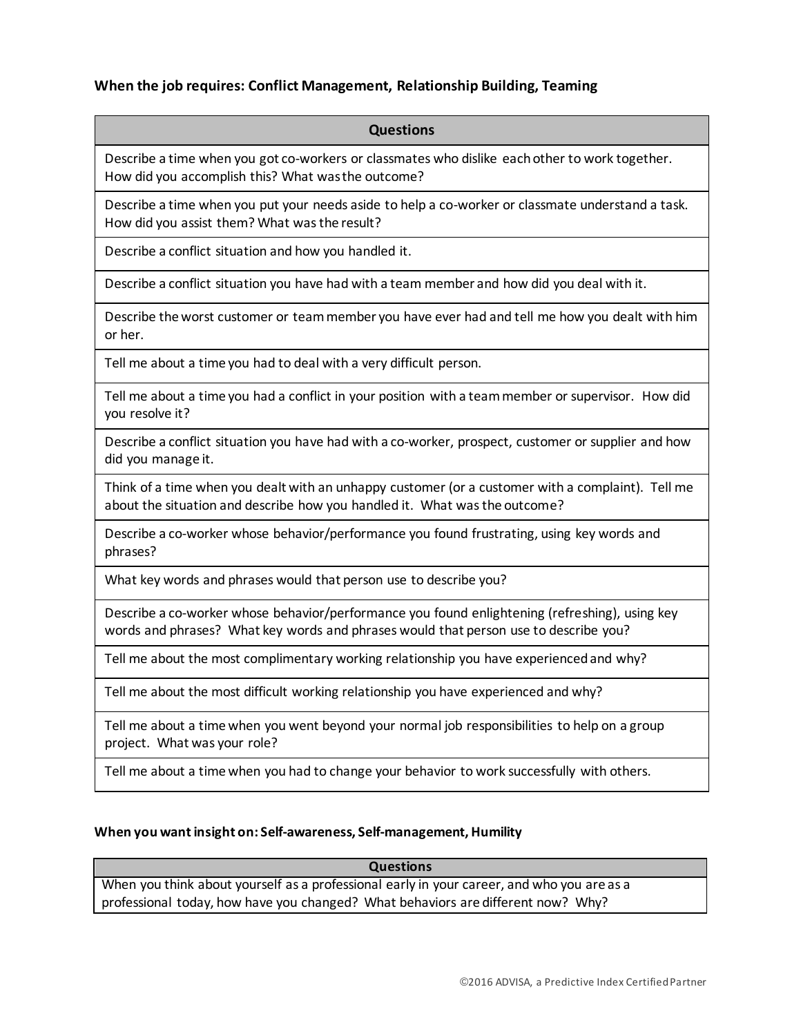**When the job requires: Conflict Management, Relationship Building, Teaming**

| Questions |
|---|
| Describe a time when you got co-workers or classmates who dislike each other to work together. How did you accomplish this? What was the outcome? |
| Describe a time when you put your needs aside to help a co-worker or classmate understand a task. How did you assist them? What was the result? |
| Describe a conflict situation and how you handled it. |
| Describe a conflict situation you have had with a team member and how did you deal with it. |
| Describe the worst customer or team member you have ever had and tell me how you dealt with him or her. |
| Tell me about a time you had to deal with a very difficult person. |
| Tell me about a time you had a conflict in your position with a team member or supervisor. How did you resolve it? |
| Describe a conflict situation you have had with a co-worker, prospect, customer or supplier and how did you manage it. |
| Think of a time when you dealt with an unhappy customer (or a customer with a complaint). Tell me about the situation and describe how you handled it. What was the outcome? |
| Describe a co-worker whose behavior/performance you found frustrating, using key words and phrases? |
| What key words and phrases would that person use to describe you? |
| Describe a co-worker whose behavior/performance you found enlightening (refreshing), using key words and phrases? What key words and phrases would that person use to describe you? |
| Tell me about the most complimentary working relationship you have experienced and why? |
| Tell me about the most difficult working relationship you have experienced and why? |
| Tell me about a time when you went beyond your normal job responsibilities to help on a group project. What was your role? |
| Tell me about a time when you had to change your behavior to work successfully with others. |

**When you want insight on: Self-awareness, Self-management, Humility**

| Questions |
|---|
| When you think about yourself as a professional early in your career, and who you are as a professional today, how have you changed? What behaviors are different now? Why? |

©2016 ADVISA, a Predictive Index Certified Partner